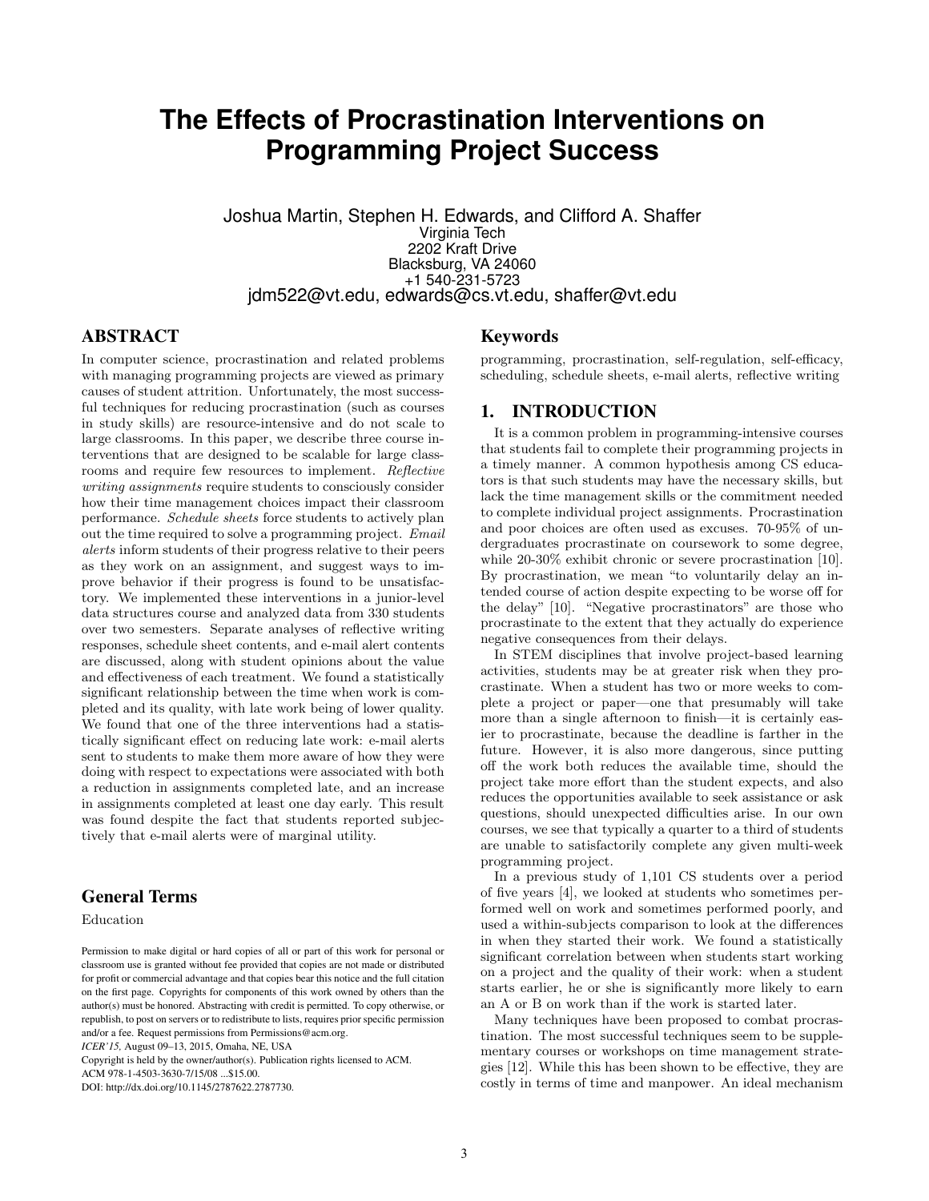# The Effects of Procrastination Interventions on Programming Project Success

Joshua Martin, Stephen H. Edwards, and Clifford A. Shaffer
Virginia Tech
2202 Kraft Drive
Blacksburg, VA 24060
+1 540-231-5723
jdm522@vt.edu, edwards@cs.vt.edu, shaffer@vt.edu

## ABSTRACT

In computer science, procrastination and related problems with managing programming projects are viewed as primary causes of student attrition. Unfortunately, the most successful techniques for reducing procrastination (such as courses in study skills) are resource-intensive and do not scale to large classrooms. In this paper, we describe three course interventions that are designed to be scalable for large classrooms and require few resources to implement. *Reflective writing assignments* require students to consciously consider how their time management choices impact their classroom performance. *Schedule sheets* force students to actively plan out the time required to solve a programming project. *Email alerts* inform students of their progress relative to their peers as they work on an assignment, and suggest ways to improve behavior if their progress is found to be unsatisfactory. We implemented these interventions in a junior-level data structures course and analyzed data from 330 students over two semesters. Separate analyses of reflective writing responses, schedule sheet contents, and e-mail alert contents are discussed, along with student opinions about the value and effectiveness of each treatment. We found a statistically significant relationship between the time when work is completed and its quality, with late work being of lower quality. We found that one of the three interventions had a statistically significant effect on reducing late work: e-mail alerts sent to students to make them more aware of how they were doing with respect to expectations were associated with both a reduction in assignments completed late, and an increase in assignments completed at least one day early. This result was found despite the fact that students reported subjectively that e-mail alerts were of marginal utility.

## General Terms

Education

Permission to make digital or hard copies of all or part of this work for personal or classroom use is granted without fee provided that copies are not made or distributed for profit or commercial advantage and that copies bear this notice and the full citation on the first page. Copyrights for components of this work owned by others than the author(s) must be honored. Abstracting with credit is permitted. To copy otherwise, or republish, to post on servers or to redistribute to lists, requires prior specific permission and/or a fee. Request permissions from Permissions@acm.org.
*ICER'15,* August 09–13, 2015, Omaha, NE, USA
Copyright is held by the owner/author(s). Publication rights licensed to ACM.
ACM 978-1-4503-3630-7/15/08 ...$15.00.
DOI: http://dx.doi.org/10.1145/2787622.2787730.

## Keywords

programming, procrastination, self-regulation, self-efficacy, scheduling, schedule sheets, e-mail alerts, reflective writing

## 1. INTRODUCTION

It is a common problem in programming-intensive courses that students fail to complete their programming projects in a timely manner. A common hypothesis among CS educators is that such students may have the necessary skills, but lack the time management skills or the commitment needed to complete individual project assignments. Procrastination and poor choices are often used as excuses. 70-95% of undergraduates procrastinate on coursework to some degree, while 20-30% exhibit chronic or severe procrastination [10]. By procrastination, we mean "to voluntarily delay an intended course of action despite expecting to be worse off for the delay" [10]. "Negative procrastinators" are those who procrastinate to the extent that they actually do experience negative consequences from their delays.

In STEM disciplines that involve project-based learning activities, students may be at greater risk when they procrastinate. When a student has two or more weeks to complete a project or paper—one that presumably will take more than a single afternoon to finish—it is certainly easier to procrastinate, because the deadline is farther in the future. However, it is also more dangerous, since putting off the work both reduces the available time, should the project take more effort than the student expects, and also reduces the opportunities available to seek assistance or ask questions, should unexpected difficulties arise. In our own courses, we see that typically a quarter to a third of students are unable to satisfactorily complete any given multi-week programming project.

In a previous study of 1,101 CS students over a period of five years [4], we looked at students who sometimes performed well on work and sometimes performed poorly, and used a within-subjects comparison to look at the differences in when they started their work. We found a statistically significant correlation between when students start working on a project and the quality of their work: when a student starts earlier, he or she is significantly more likely to earn an A or B on work than if the work is started later.

Many techniques have been proposed to combat procrastination. The most successful techniques seem to be supplementary courses or workshops on time management strategies [12]. While this has been shown to be effective, they are costly in terms of time and manpower. An ideal mechanism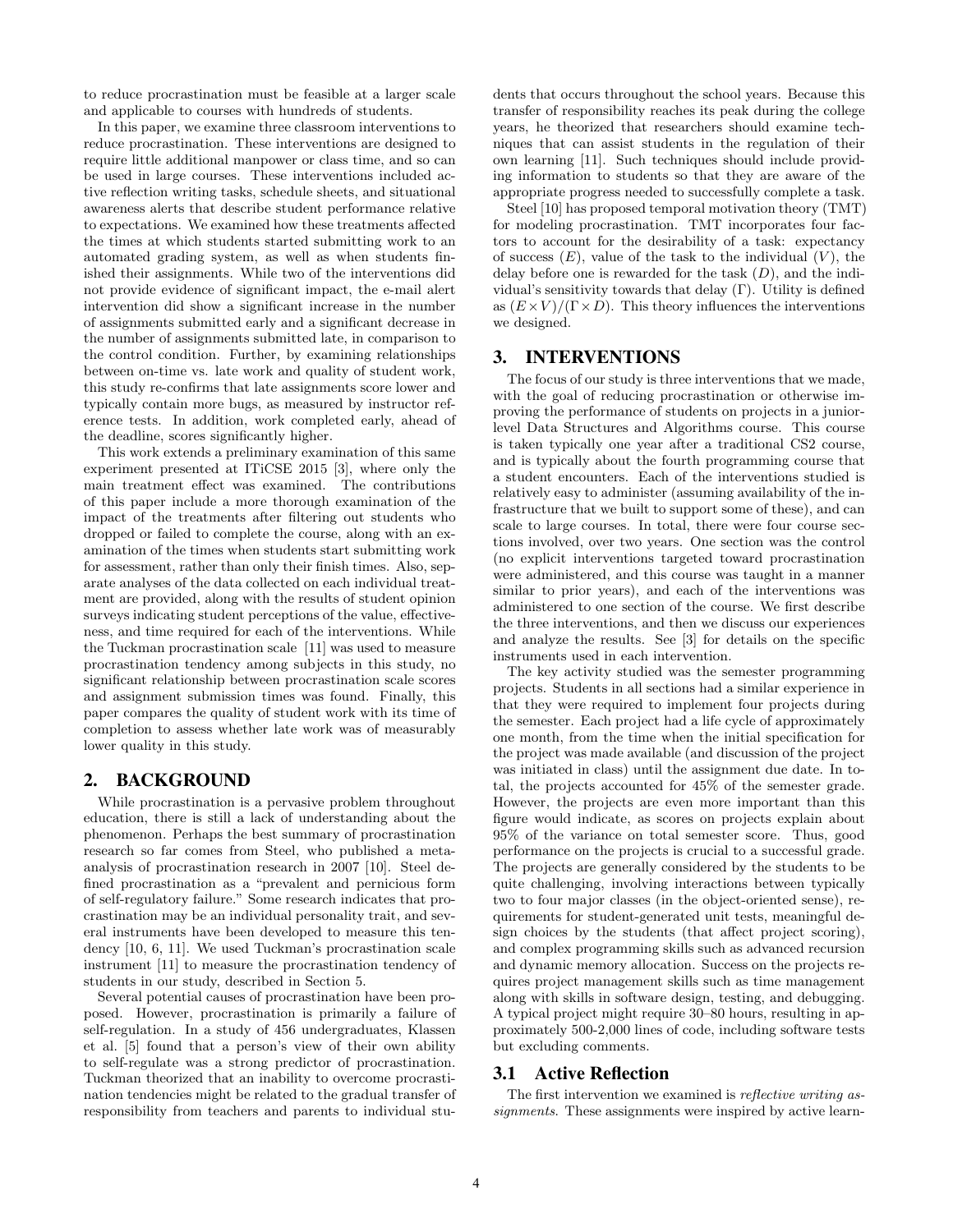to reduce procrastination must be feasible at a larger scale and applicable to courses with hundreds of students.

In this paper, we examine three classroom interventions to reduce procrastination. These interventions are designed to require little additional manpower or class time, and so can be used in large courses. These interventions included active reflection writing tasks, schedule sheets, and situational awareness alerts that describe student performance relative to expectations. We examined how these treatments affected the times at which students started submitting work to an automated grading system, as well as when students finished their assignments. While two of the interventions did not provide evidence of significant impact, the e-mail alert intervention did show a significant increase in the number of assignments submitted early and a significant decrease in the number of assignments submitted late, in comparison to the control condition. Further, by examining relationships between on-time vs. late work and quality of student work, this study re-confirms that late assignments score lower and typically contain more bugs, as measured by instructor reference tests. In addition, work completed early, ahead of the deadline, scores significantly higher.

This work extends a preliminary examination of this same experiment presented at ITiCSE 2015 [3], where only the main treatment effect was examined. The contributions of this paper include a more thorough examination of the impact of the treatments after filtering out students who dropped or failed to complete the course, along with an examination of the times when students start submitting work for assessment, rather than only their finish times. Also, separate analyses of the data collected on each individual treatment are provided, along with the results of student opinion surveys indicating student perceptions of the value, effectiveness, and time required for each of the interventions. While the Tuckman procrastination scale [11] was used to measure procrastination tendency among subjects in this study, no significant relationship between procrastination scale scores and assignment submission times was found. Finally, this paper compares the quality of student work with its time of completion to assess whether late work was of measurably lower quality in this study.

## 2. BACKGROUND

While procrastination is a pervasive problem throughout education, there is still a lack of understanding about the phenomenon. Perhaps the best summary of procrastination research so far comes from Steel, who published a meta-analysis of procrastination research in 2007 [10]. Steel defined procrastination as a "prevalent and pernicious form of self-regulatory failure." Some research indicates that procrastination may be an individual personality trait, and several instruments have been developed to measure this tendency [10, 6, 11]. We used Tuckman's procrastination scale instrument [11] to measure the procrastination tendency of students in our study, described in Section 5.

Several potential causes of procrastination have been proposed. However, procrastination is primarily a failure of self-regulation. In a study of 456 undergraduates, Klassen et al. [5] found that a person's view of their own ability to self-regulate was a strong predictor of procrastination. Tuckman theorized that an inability to overcome procrastination tendencies might be related to the gradual transfer of responsibility from teachers and parents to individual students that occurs throughout the school years. Because this transfer of responsibility reaches its peak during the college years, he theorized that researchers should examine techniques that can assist students in the regulation of their own learning [11]. Such techniques should include providing information to students so that they are aware of the appropriate progress needed to successfully complete a task.

Steel [10] has proposed temporal motivation theory (TMT) for modeling procrastination. TMT incorporates four factors to account for the desirability of a task: expectancy of success ($E$), value of the task to the individual ($V$), the delay before one is rewarded for the task ($D$), and the individual's sensitivity towards that delay ($\Gamma$). Utility is defined as $(E \times V)/(\Gamma \times D)$. This theory influences the interventions we designed.

## 3. INTERVENTIONS

The focus of our study is three interventions that we made, with the goal of reducing procrastination or otherwise improving the performance of students on projects in a junior-level Data Structures and Algorithms course. This course is taken typically one year after a traditional CS2 course, and is typically about the fourth programming course that a student encounters. Each of the interventions studied is relatively easy to administer (assuming availability of the infrastructure that we built to support some of these), and can scale to large courses. In total, there were four course sections involved, over two years. One section was the control (no explicit interventions targeted toward procrastination were administered, and this course was taught in a manner similar to prior years), and each of the interventions was administered to one section of the course. We first describe the three interventions, and then we discuss our experiences and analyze the results. See [3] for details on the specific instruments used in each intervention.

The key activity studied was the semester programming projects. Students in all sections had a similar experience in that they were required to implement four projects during the semester. Each project had a life cycle of approximately one month, from the time when the initial specification for the project was made available (and discussion of the project was initiated in class) until the assignment due date. In total, the projects accounted for 45% of the semester grade. However, the projects are even more important than this figure would indicate, as scores on projects explain about 95% of the variance on total semester score. Thus, good performance on the projects is crucial to a successful grade. The projects are generally considered by the students to be quite challenging, involving interactions between typically two to four major classes (in the object-oriented sense), requirements for student-generated unit tests, meaningful design choices by the students (that affect project scoring), and complex programming skills such as advanced recursion and dynamic memory allocation. Success on the projects requires project management skills such as time management along with skills in software design, testing, and debugging. A typical project might require 30–80 hours, resulting in approximately 500-2,000 lines of code, including software tests but excluding comments.

### 3.1 Active Reflection

The first intervention we examined is *reflective writing assignments*. These assignments were inspired by active learn-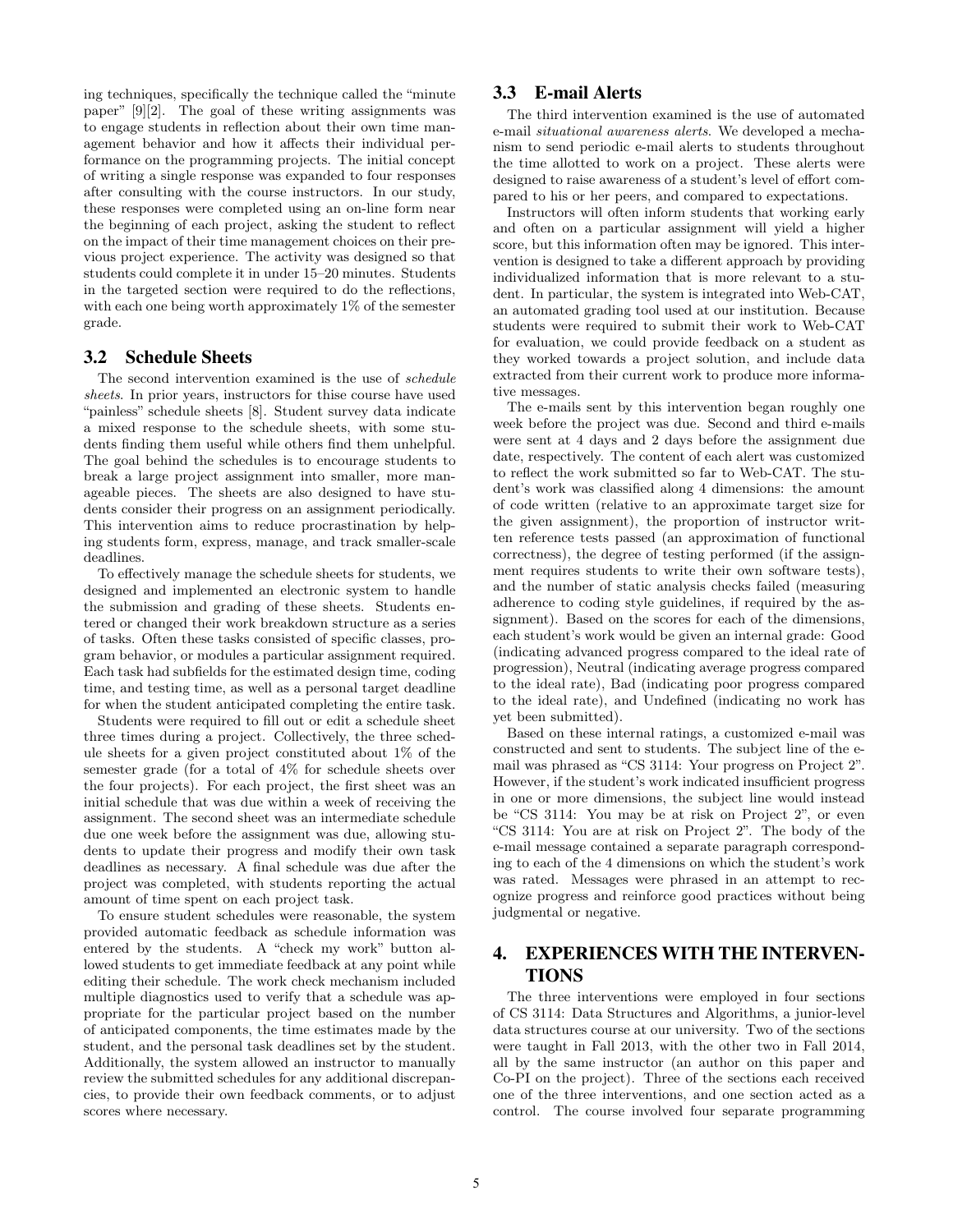ing techniques, specifically the technique called the "minute paper" [9][2]. The goal of these writing assignments was to engage students in reflection about their own time management behavior and how it affects their individual performance on the programming projects. The initial concept of writing a single response was expanded to four responses after consulting with the course instructors. In our study, these responses were completed using an on-line form near the beginning of each project, asking the student to reflect on the impact of their time management choices on their previous project experience. The activity was designed so that students could complete it in under 15–20 minutes. Students in the targeted section were required to do the reflections, with each one being worth approximately 1% of the semester grade.

### 3.2 Schedule Sheets

The second intervention examined is the use of *schedule sheets*. In prior years, instructors for thise course have used "painless" schedule sheets [8]. Student survey data indicate a mixed response to the schedule sheets, with some students finding them useful while others find them unhelpful. The goal behind the schedules is to encourage students to break a large project assignment into smaller, more manageable pieces. The sheets are also designed to have students consider their progress on an assignment periodically. This intervention aims to reduce procrastination by helping students form, express, manage, and track smaller-scale deadlines.

To effectively manage the schedule sheets for students, we designed and implemented an electronic system to handle the submission and grading of these sheets. Students entered or changed their work breakdown structure as a series of tasks. Often these tasks consisted of specific classes, program behavior, or modules a particular assignment required. Each task had subfields for the estimated design time, coding time, and testing time, as well as a personal target deadline for when the student anticipated completing the entire task.

Students were required to fill out or edit a schedule sheet three times during a project. Collectively, the three schedule sheets for a given project constituted about 1% of the semester grade (for a total of 4% for schedule sheets over the four projects). For each project, the first sheet was an initial schedule that was due within a week of receiving the assignment. The second sheet was an intermediate schedule due one week before the assignment was due, allowing students to update their progress and modify their own task deadlines as necessary. A final schedule was due after the project was completed, with students reporting the actual amount of time spent on each project task.

To ensure student schedules were reasonable, the system provided automatic feedback as schedule information was entered by the students. A "check my work" button allowed students to get immediate feedback at any point while editing their schedule. The work check mechanism included multiple diagnostics used to verify that a schedule was appropriate for the particular project based on the number of anticipated components, the time estimates made by the student, and the personal task deadlines set by the student. Additionally, the system allowed an instructor to manually review the submitted schedules for any additional discrepancies, to provide their own feedback comments, or to adjust scores where necessary.

### 3.3 E-mail Alerts

The third intervention examined is the use of automated e-mail *situational awareness alerts*. We developed a mechanism to send periodic e-mail alerts to students throughout the time allotted to work on a project. These alerts were designed to raise awareness of a student's level of effort compared to his or her peers, and compared to expectations.

Instructors will often inform students that working early and often on a particular assignment will yield a higher score, but this information often may be ignored. This intervention is designed to take a different approach by providing individualized information that is more relevant to a student. In particular, the system is integrated into Web-CAT, an automated grading tool used at our institution. Because students were required to submit their work to Web-CAT for evaluation, we could provide feedback on a student as they worked towards a project solution, and include data extracted from their current work to produce more informative messages.

The e-mails sent by this intervention began roughly one week before the project was due. Second and third e-mails were sent at 4 days and 2 days before the assignment due date, respectively. The content of each alert was customized to reflect the work submitted so far to Web-CAT. The student's work was classified along 4 dimensions: the amount of code written (relative to an approximate target size for the given assignment), the proportion of instructor written reference tests passed (an approximation of functional correctness), the degree of testing performed (if the assignment requires students to write their own software tests), and the number of static analysis checks failed (measuring adherence to coding style guidelines, if required by the assignment). Based on the scores for each of the dimensions, each student's work would be given an internal grade: Good (indicating advanced progress compared to the ideal rate of progression), Neutral (indicating average progress compared to the ideal rate), Bad (indicating poor progress compared to the ideal rate), and Undefined (indicating no work has yet been submitted).

Based on these internal ratings, a customized e-mail was constructed and sent to students. The subject line of the e-mail was phrased as "CS 3114: Your progress on Project 2". However, if the student's work indicated insufficient progress in one or more dimensions, the subject line would instead be "CS 3114: You may be at risk on Project 2", or even "CS 3114: You are at risk on Project 2". The body of the e-mail message contained a separate paragraph corresponding to each of the 4 dimensions on which the student's work was rated. Messages were phrased in an attempt to recognize progress and reinforce good practices without being judgmental or negative.

## 4. EXPERIENCES WITH THE INTERVENTIONS

The three interventions were employed in four sections of CS 3114: Data Structures and Algorithms, a junior-level data structures course at our university. Two of the sections were taught in Fall 2013, with the other two in Fall 2014, all by the same instructor (an author on this paper and Co-PI on the project). Three of the sections each received one of the three interventions, and one section acted as a control. The course involved four separate programming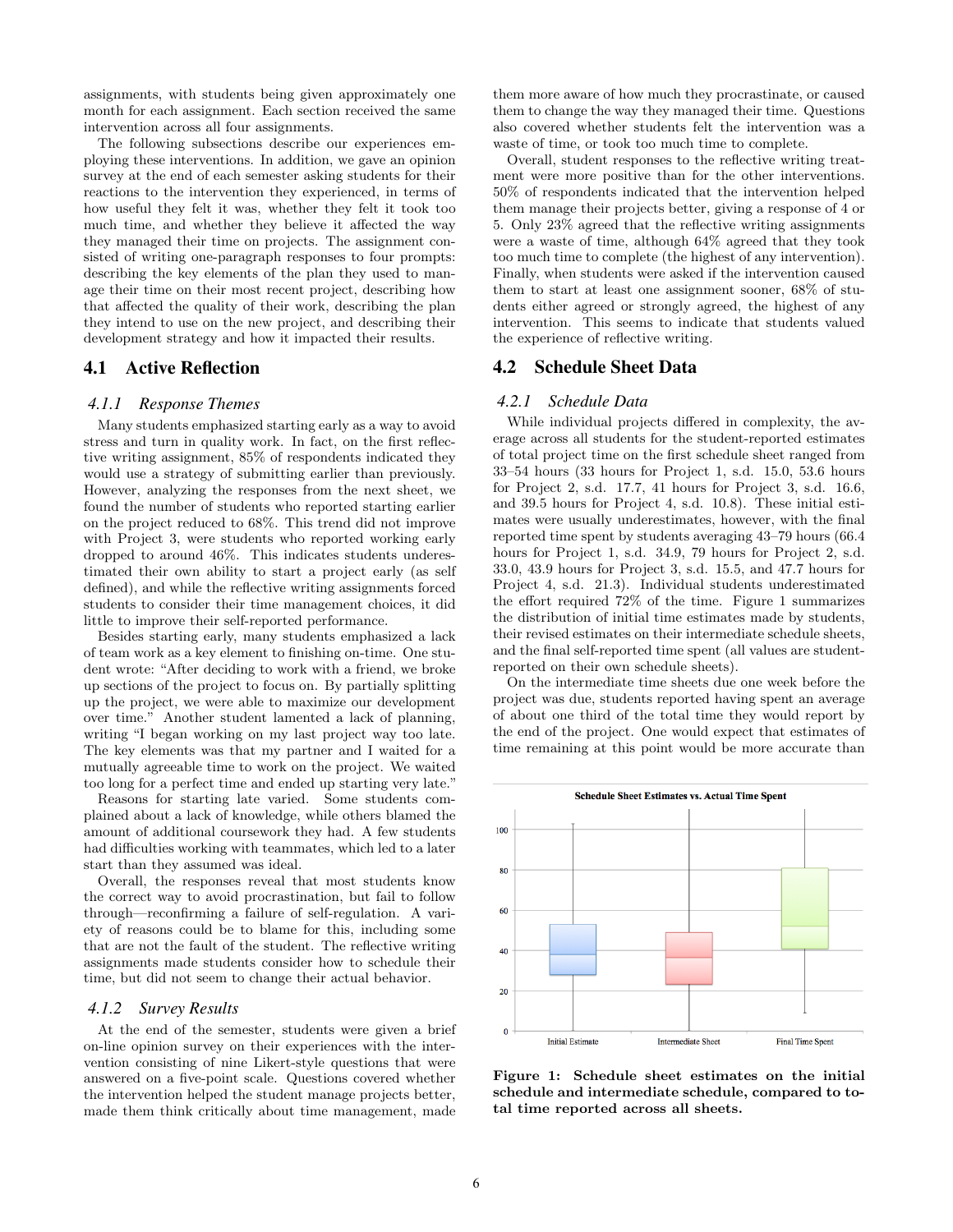assignments, with students being given approximately one month for each assignment. Each section received the same intervention across all four assignments.

The following subsections describe our experiences employing these interventions. In addition, we gave an opinion survey at the end of each semester asking students for their reactions to the intervention they experienced, in terms of how useful they felt it was, whether they felt it took too much time, and whether they believe it affected the way they managed their time on projects. The assignment consisted of writing one-paragraph responses to four prompts: describing the key elements of the plan they used to manage their time on their most recent project, describing how that affected the quality of their work, describing the plan they intend to use on the new project, and describing their development strategy and how it impacted their results.

## 4.1 Active Reflection

### 4.1.1 Response Themes

Many students emphasized starting early as a way to avoid stress and turn in quality work. In fact, on the first reflective writing assignment, 85% of respondents indicated they would use a strategy of submitting earlier than previously. However, analyzing the responses from the next sheet, we found the number of students who reported starting earlier on the project reduced to 68%. This trend did not improve with Project 3, were students who reported working early dropped to around 46%. This indicates students underestimated their own ability to start a project early (as self defined), and while the reflective writing assignments forced students to consider their time management choices, it did little to improve their self-reported performance.

Besides starting early, many students emphasized a lack of team work as a key element to finishing on-time. One student wrote: "After deciding to work with a friend, we broke up sections of the project to focus on. By partially splitting up the project, we were able to maximize our development over time." Another student lamented a lack of planning, writing "I began working on my last project way too late. The key elements was that my partner and I waited for a mutually agreeable time to work on the project. We waited too long for a perfect time and ended up starting very late."

Reasons for starting late varied. Some students complained about a lack of knowledge, while others blamed the amount of additional coursework they had. A few students had difficulties working with teammates, which led to a later start than they assumed was ideal.

Overall, the responses reveal that most students know the correct way to avoid procrastination, but fail to follow through—reconfirming a failure of self-regulation. A variety of reasons could be to blame for this, including some that are not the fault of the student. The reflective writing assignments made students consider how to schedule their time, but did not seem to change their actual behavior.

### 4.1.2 Survey Results

At the end of the semester, students were given a brief on-line opinion survey on their experiences with the intervention consisting of nine Likert-style questions that were answered on a five-point scale. Questions covered whether the intervention helped the student manage projects better, made them think critically about time management, made them more aware of how much they procrastinate, or caused them to change the way they managed their time. Questions also covered whether students felt the intervention was a waste of time, or took too much time to complete.

Overall, student responses to the reflective writing treatment were more positive than for the other interventions. 50% of respondents indicated that the intervention helped them manage their projects better, giving a response of 4 or 5. Only 23% agreed that the reflective writing assignments were a waste of time, although 64% agreed that they took too much time to complete (the highest of any intervention). Finally, when students were asked if the intervention caused them to start at least one assignment sooner, 68% of students either agreed or strongly agreed, the highest of any intervention. This seems to indicate that students valued the experience of reflective writing.

## 4.2 Schedule Sheet Data

### 4.2.1 Schedule Data

While individual projects differed in complexity, the average across all students for the student-reported estimates of total project time on the first schedule sheet ranged from 33–54 hours (33 hours for Project 1, s.d. 15.0, 53.6 hours for Project 2, s.d. 17.7, 41 hours for Project 3, s.d. 16.6, and 39.5 hours for Project 4, s.d. 10.8). These initial estimates were usually underestimates, however, with the final reported time spent by students averaging 43–79 hours (66.4 hours for Project 1, s.d. 34.9, 79 hours for Project 2, s.d. 33.0, 43.9 hours for Project 3, s.d. 15.5, and 47.7 hours for Project 4, s.d. 21.3). Individual students underestimated the effort required 72% of the time. Figure 1 summarizes the distribution of initial time estimates made by students, their revised estimates on their intermediate schedule sheets, and the final self-reported time spent (all values are student-reported on their own schedule sheets).

On the intermediate time sheets due one week before the project was due, students reported having spent an average of about one third of the total time they would report by the end of the project. One would expect that estimates of time remaining at this point would be more accurate than

Schedule Sheet Estimates vs. Actual Time Spent

100
80
60
40
20
0

Initial Estimate
Intermediate Sheet
Final Time Spent

**Figure 1: Schedule sheet estimates on the initial schedule and intermediate schedule, compared to total time reported across all sheets.**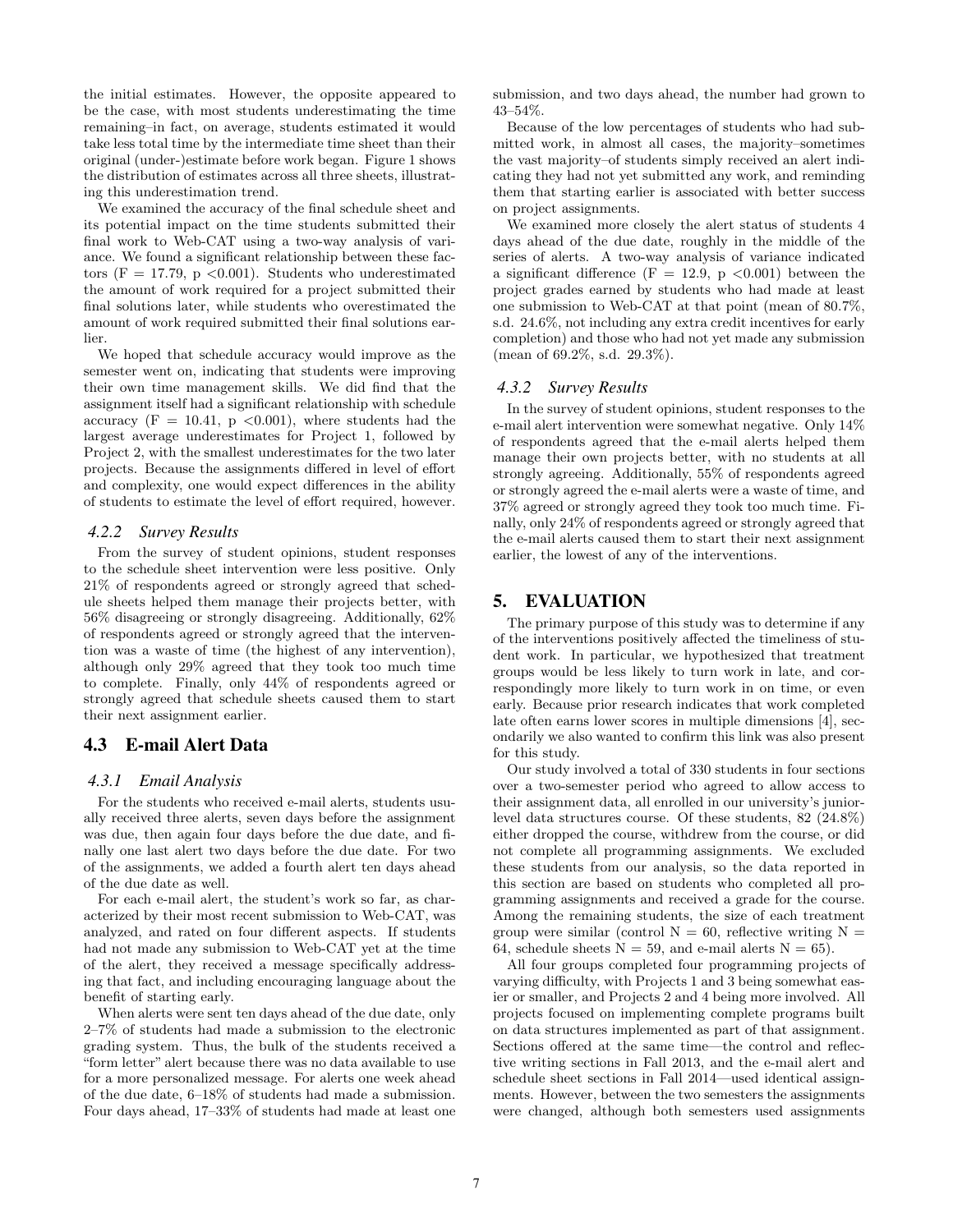the initial estimates. However, the opposite appeared to be the case, with most students underestimating the time remaining–in fact, on average, students estimated it would take less total time by the intermediate time sheet than their original (under-)estimate before work began. Figure 1 shows the distribution of estimates across all three sheets, illustrating this underestimation trend.

We examined the accuracy of the final schedule sheet and its potential impact on the time students submitted their final work to Web-CAT using a two-way analysis of variance. We found a significant relationship between these factors ($F = 17.79$, $p < 0.001$). Students who underestimated the amount of work required for a project submitted their final solutions later, while students who overestimated the amount of work required submitted their final solutions earlier.

We hoped that schedule accuracy would improve as the semester went on, indicating that students were improving their own time management skills. We did find that the assignment itself had a significant relationship with schedule accuracy ($F = 10.41$, $p < 0.001$), where students had the largest average underestimates for Project 1, followed by Project 2, with the smallest underestimates for the two later projects. Because the assignments differed in level of effort and complexity, one would expect differences in the ability of students to estimate the level of effort required, however.

### *4.2.2 Survey Results*

From the survey of student opinions, student responses to the schedule sheet intervention were less positive. Only 21% of respondents agreed or strongly agreed that schedule sheets helped them manage their projects better, with 56% disagreeing or strongly disagreeing. Additionally, 62% of respondents agreed or strongly agreed that the intervention was a waste of time (the highest of any intervention), although only 29% agreed that they took too much time to complete. Finally, only 44% of respondents agreed or strongly agreed that schedule sheets caused them to start their next assignment earlier.

## 4.3 E-mail Alert Data

### *4.3.1 Email Analysis*

For the students who received e-mail alerts, students usually received three alerts, seven days before the assignment was due, then again four days before the due date, and finally one last alert two days before the due date. For two of the assignments, we added a fourth alert ten days ahead of the due date as well.

For each e-mail alert, the student's work so far, as characterized by their most recent submission to Web-CAT, was analyzed, and rated on four different aspects. If students had not made any submission to Web-CAT yet at the time of the alert, they received a message specifically addressing that fact, and including encouraging language about the benefit of starting early.

When alerts were sent ten days ahead of the due date, only 2–7% of students had made a submission to the electronic grading system. Thus, the bulk of the students received a "form letter" alert because there was no data available to use for a more personalized message. For alerts one week ahead of the due date, 6–18% of students had made a submission. Four days ahead, 17–33% of students had made at least one submission, and two days ahead, the number had grown to 43–54%.

Because of the low percentages of students who had submitted work, in almost all cases, the majority–sometimes the vast majority–of students simply received an alert indicating they had not yet submitted any work, and reminding them that starting earlier is associated with better success on project assignments.

We examined more closely the alert status of students 4 days ahead of the due date, roughly in the middle of the series of alerts. A two-way analysis of variance indicated a significant difference ($F = 12.9$, $p < 0.001$) between the project grades earned by students who had made at least one submission to Web-CAT at that point (mean of 80.7%, s.d. 24.6%, not including any extra credit incentives for early completion) and those who had not yet made any submission (mean of 69.2%, s.d. 29.3%).

### *4.3.2 Survey Results*

In the survey of student opinions, student responses to the e-mail alert intervention were somewhat negative. Only 14% of respondents agreed that the e-mail alerts helped them manage their own projects better, with no students at all strongly agreeing. Additionally, 55% of respondents agreed or strongly agreed the e-mail alerts were a waste of time, and 37% agreed or strongly agreed they took too much time. Finally, only 24% of respondents agreed or strongly agreed that the e-mail alerts caused them to start their next assignment earlier, the lowest of any of the interventions.

# 5. EVALUATION

The primary purpose of this study was to determine if any of the interventions positively affected the timeliness of student work. In particular, we hypothesized that treatment groups would be less likely to turn work in late, and correspondingly more likely to turn work in on time, or even early. Because prior research indicates that work completed late often earns lower scores in multiple dimensions [4], secondarily we also wanted to confirm this link was also present for this study.

Our study involved a total of 330 students in four sections over a two-semester period who agreed to allow access to their assignment data, all enrolled in our university's junior-level data structures course. Of these students, 82 (24.8%) either dropped the course, withdrew from the course, or did not complete all programming assignments. We excluded these students from our analysis, so the data reported in this section are based on students who completed all programming assignments and received a grade for the course. Among the remaining students, the size of each treatment group were similar (control $N = 60$, reflective writing $N = 64$, schedule sheets $N = 59$, and e-mail alerts $N = 65$).

All four groups completed four programming projects of varying difficulty, with Projects 1 and 3 being somewhat easier or smaller, and Projects 2 and 4 being more involved. All projects focused on implementing complete programs built on data structures implemented as part of that assignment. Sections offered at the same time—the control and reflective writing sections in Fall 2013, and the e-mail alert and schedule sheet sections in Fall 2014—used identical assignments. However, between the two semesters the assignments were changed, although both semesters used assignments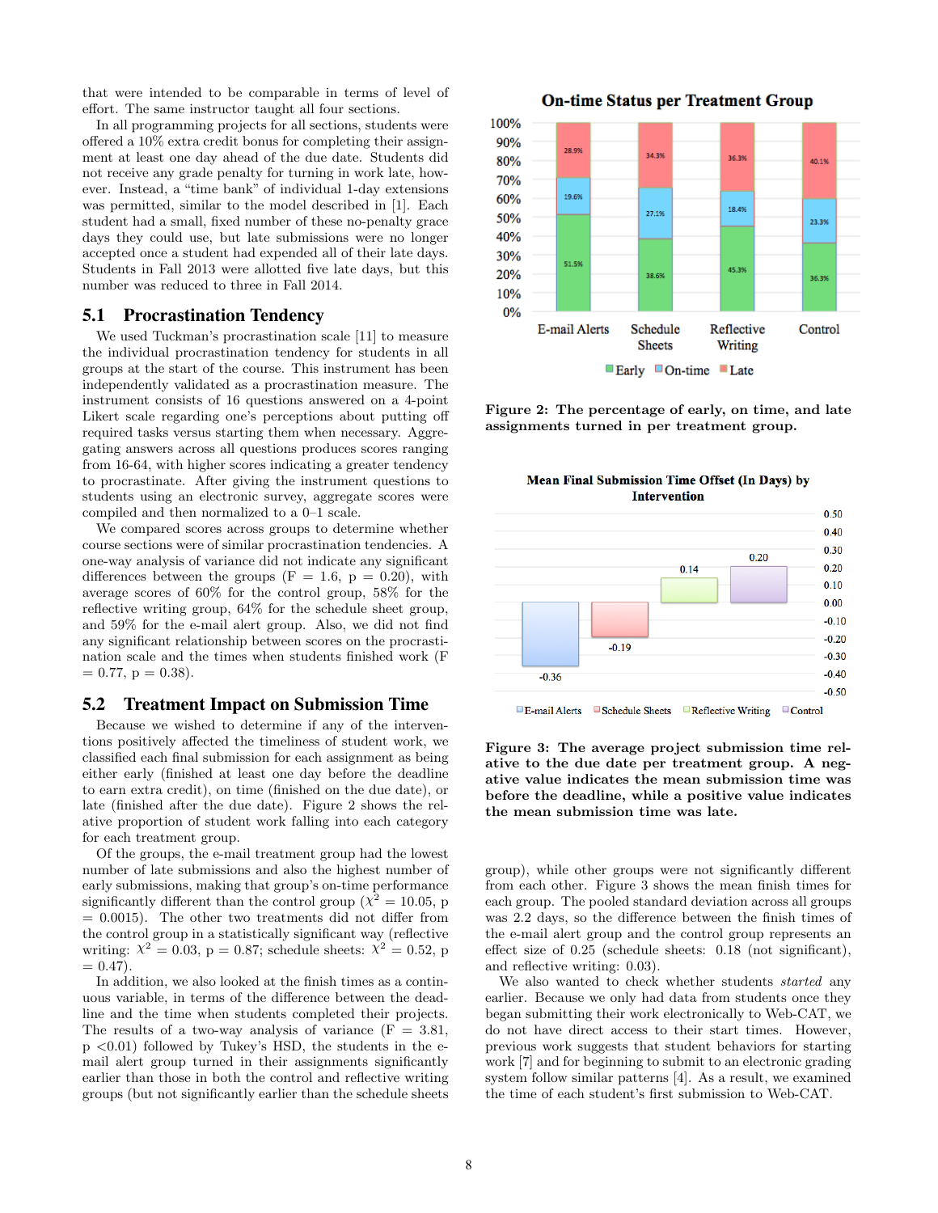that were intended to be comparable in terms of level of effort. The same instructor taught all four sections.

In all programming projects for all sections, students were offered a 10% extra credit bonus for completing their assignment at least one day ahead of the due date. Students did not receive any grade penalty for turning in work late, however. Instead, a "time bank" of individual 1-day extensions was permitted, similar to the model described in [1]. Each student had a small, fixed number of these no-penalty grace days they could use, but late submissions were no longer accepted once a student had expended all of their late days. Students in Fall 2013 were allotted five late days, but this number was reduced to three in Fall 2014.

## 5.1 Procrastination Tendency

We used Tuckman's procrastination scale [11] to measure the individual procrastination tendency for students in all groups at the start of the course. This instrument has been independently validated as a procrastination measure. The instrument consists of 16 questions answered on a 4-point Likert scale regarding one's perceptions about putting off required tasks versus starting them when necessary. Aggregating answers across all questions produces scores ranging from 16-64, with higher scores indicating a greater tendency to procrastinate. After giving the instrument questions to students using an electronic survey, aggregate scores were compiled and then normalized to a 0–1 scale.

We compared scores across groups to determine whether course sections were of similar procrastination tendencies. A one-way analysis of variance did not indicate any significant differences between the groups ($F = 1.6$, $p = 0.20$), with average scores of 60% for the control group, 58% for the reflective writing group, 64% for the schedule sheet group, and 59% for the e-mail alert group. Also, we did not find any significant relationship between scores on the procrastination scale and the times when students finished work ($F = 0.77$, $p = 0.38$).

## 5.2 Treatment Impact on Submission Time

Because we wished to determine if any of the interventions positively affected the timeliness of student work, we classified each final submission for each assignment as being either early (finished at least one day before the deadline to earn extra credit), on time (finished on the due date), or late (finished after the due date). Figure 2 shows the relative proportion of student work falling into each category for each treatment group.

Of the groups, the e-mail treatment group had the lowest number of late submissions and also the highest number of early submissions, making that group's on-time performance significantly different than the control group ($\chi^2 = 10.05$, $p = 0.0015$). The other two treatments did not differ from the control group in a statistically significant way (reflective writing: $\chi^2 = 0.03$, $p = 0.87$; schedule sheets: $\chi^2 = 0.52$, $p = 0.47$).

In addition, we also looked at the finish times as a continuous variable, in terms of the difference between the deadline and the time when students completed their projects. The results of a two-way analysis of variance ($F = 3.81$, $p < 0.01$) followed by Tukey's HSD, the students in the e-mail alert group turned in their assignments significantly earlier than those in both the control and reflective writing groups (but not significantly earlier than the schedule sheets group), while other groups were not significantly different from each other. Figure 3 shows the mean finish times for each group. The pooled standard deviation across all groups was 2.2 days, so the difference between the finish times of the e-mail alert group and the control group represents an effect size of 0.25 (schedule sheets: 0.18 (not significant), and reflective writing: 0.03).

We also wanted to check whether students *started* any earlier. Because we only had data from students once they began submitting their work electronically to Web-CAT, we do not have direct access to their start times. However, previous work suggests that student behaviors for starting work [7] and for beginning to submit to an electronic grading system follow similar patterns [4]. As a result, we examined the time of each student's first submission to Web-CAT.

**On-time Status per Treatment Group**

| | E-mail Alerts | Schedule Sheets | Reflective Writing | Control |
|---|---|---|---|---|
| Early | 51.5% | 38.6% | 45.3% | 36.3% |
| On-time | 19.6% | 27.1% | 18.4% | 23.3% |
| Late | 28.9% | 34.3% | 36.3% | 40.1% |

**Figure 2: The percentage of early, on time, and late assignments turned in per treatment group.**

**Mean Final Submission Time Offset (In Days) by Intervention**

| E-mail Alerts | Schedule Sheets | Reflective Writing | Control |
|---|---|---|---|
| -0.36 | -0.19 | 0.14 | 0.20 |

**Figure 3: The average project submission time relative to the due date per treatment group. A negative value indicates the mean submission time was before the deadline, while a positive value indicates the mean submission time was late.**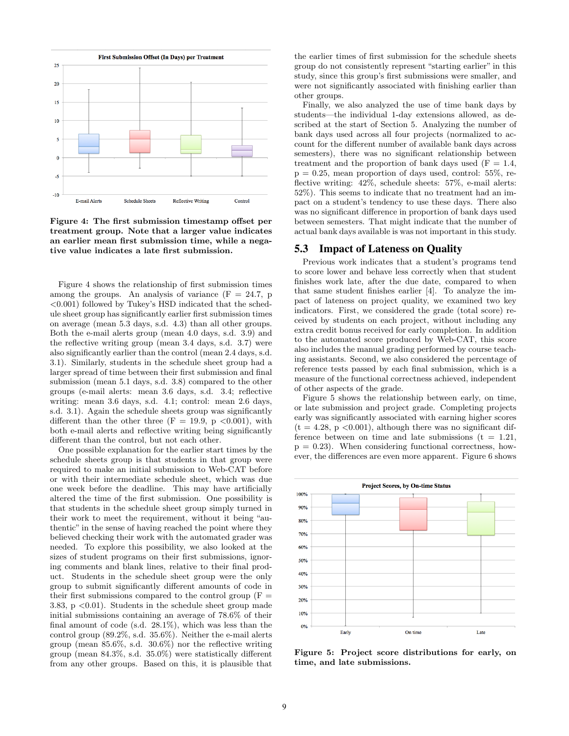Figure 4: The first submission timestamp offset per treatment group. Note that a larger value indicates an earlier mean first submission time, while a negative value indicates a late first submission.

Figure 4 shows the relationship of first submission times among the groups. An analysis of variance ($F = 24.7$, $p < 0.001$) followed by Tukey's HSD indicated that the schedule sheet group has significantly earlier first submission times on average (mean 5.3 days, s.d. 4.3) than all other groups. Both the e-mail alerts group (mean 4.0 days, s.d. 3.9) and the reflective writing group (mean 3.4 days, s.d. 3.7) were also significantly earlier than the control (mean 2.4 days, s.d. 3.1). Similarly, students in the schedule sheet group had a larger spread of time between their first submission and final submission (mean 5.1 days, s.d. 3.8) compared to the other groups (e-mail alerts: mean 3.6 days, s.d. 3.4; reflective writing: mean 3.6 days, s.d. 4.1; control: mean 2.6 days, s.d. 3.1). Again the schedule sheets group was significantly different than the other three ($F = 19.9$, $p < 0.001$), with both e-mail alerts and reflective writing being significantly different than the control, but not each other.

One possible explanation for the earlier start times by the schedule sheets group is that students in that group were required to make an initial submission to Web-CAT before or with their intermediate schedule sheet, which was due one week before the deadline. This may have artificially altered the time of the first submission. One possibility is that students in the schedule sheet group simply turned in their work to meet the requirement, without it being "authentic" in the sense of having reached the point where they believed checking their work with the automated grader was needed. To explore this possibility, we also looked at the sizes of student programs on their first submissions, ignoring comments and blank lines, relative to their final product. Students in the schedule sheet were the only group to submit significantly different amounts of code in their first submissions compared to the control group ($F = 3.83$, $p < 0.01$). Students in the schedule sheet group made initial submissions containing an average of 78.6% of their final amount of code (s.d. 28.1%), which was less than the control group (89.2%, s.d. 35.6%). Neither the e-mail alerts group (mean 85.6%, s.d. 30.6%) nor the reflective writing group (mean 84.3%, s.d. 35.0%) were statistically different from any other groups. Based on this, it is plausible that the earlier times of first submission for the schedule sheets group do not consistently represent "starting earlier" in this study, since this group's first submissions were smaller, and were not significantly associated with finishing earlier than other groups.

Finally, we also analyzed the use of time bank days by students—the individual 1-day extensions allowed, as described at the start of Section 5. Analyzing the number of bank days used across all four projects (normalized to account for the different number of available bank days across semesters), there was no significant relationship between treatment and the proportion of bank days used ($F = 1.4$, $p = 0.25$, mean proportion of days used, control: 55%, reflective writing: 42%, schedule sheets: 57%, e-mail alerts: 52%). This seems to indicate that no treatment had an impact on a student's tendency to use these days. There also was no significant difference in proportion of bank days used between semesters. That might indicate that the number of actual bank days available is was not important in this study.

## 5.3 Impact of Lateness on Quality

Previous work indicates that a student's programs tend to score lower and behave less correctly when that student finishes work late, after the due date, compared to when that same student finishes earlier [4]. To analyze the impact of lateness on project quality, we examined two key indicators. First, we considered the grade (total score) received by students on each project, without including any extra credit bonus received for early completion. In addition to the automated score produced by Web-CAT, this score also includes the manual grading performed by course teaching assistants. Second, we also considered the percentage of reference tests passed by each final submission, which is a measure of the functional correctness achieved, independent of other aspects of the grade.

Figure 5 shows the relationship between early, on time, or late submission and project grade. Completing projects early was significantly associated with earning higher scores ($t = 4.28$, $p < 0.001$), although there was no significant difference between on time and late submissions ($t = 1.21$, $p = 0.23$). When considering functional correctness, however, the differences are even more apparent. Figure 6 shows

Figure 5: Project score distributions for early, on time, and late submissions.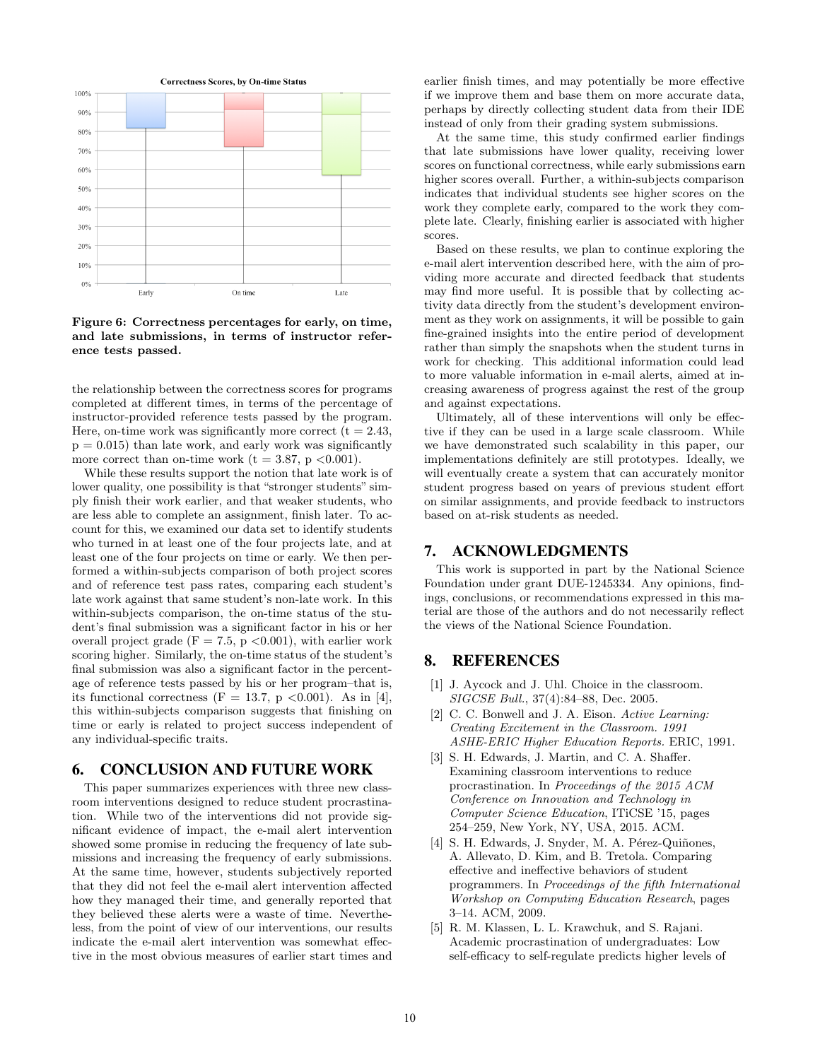Figure 6: Correctness percentages for early, on time, and late submissions, in terms of instructor reference tests passed.

the relationship between the correctness scores for programs completed at different times, in terms of the percentage of instructor-provided reference tests passed by the program. Here, on-time work was significantly more correct ($t = 2.43$, $p = 0.015$) than late work, and early work was significantly more correct than on-time work ($t = 3.87$, $p < 0.001$).

While these results support the notion that late work is of lower quality, one possibility is that "stronger students" simply finish their work earlier, and that weaker students, who are less able to complete an assignment, finish later. To account for this, we examined our data set to identify students who turned in at least one of the four projects late, and at least one of the four projects on time or early. We then performed a within-subjects comparison of both project scores and of reference test pass rates, comparing each student's late work against that same student's non-late work. In this within-subjects comparison, the on-time status of the student's final submission was a significant factor in his or her overall project grade ($F = 7.5$, $p < 0.001$), with earlier work scoring higher. Similarly, the on-time status of the student's final submission was also a significant factor in the percentage of reference tests passed by his or her program–that is, its functional correctness ($F = 13.7$, $p < 0.001$). As in [4], this within-subjects comparison suggests that finishing on time or early is related to project success independent of any individual-specific traits.

## 6. CONCLUSION AND FUTURE WORK

This paper summarizes experiences with three new classroom interventions designed to reduce student procrastination. While two of the interventions did not provide significant evidence of impact, the e-mail alert intervention showed some promise in reducing the frequency of late submissions and increasing the frequency of early submissions. At the same time, however, students subjectively reported that they did not feel the e-mail alert intervention affected how they managed their time, and generally reported that they believed these alerts were a waste of time. Nevertheless, from the point of view of our interventions, our results indicate the e-mail alert intervention was somewhat effective in the most obvious measures of earlier start times and earlier finish times, and may potentially be more effective if we improve them and base them on more accurate data, perhaps by directly collecting student data from their IDE instead of only from their grading system submissions.

At the same time, this study confirmed earlier findings that late submissions have lower quality, receiving lower scores on functional correctness, while early submissions earn higher scores overall. Further, a within-subjects comparison indicates that individual students see higher scores on the work they complete early, compared to the work they complete late. Clearly, finishing earlier is associated with higher scores.

Based on these results, we plan to continue exploring the e-mail alert intervention described here, with the aim of providing more accurate and directed feedback that students may find more useful. It is possible that by collecting activity data directly from the student's development environment as they work on assignments, it will be possible to gain fine-grained insights into the entire period of development rather than simply the snapshots when the student turns in work for checking. This additional information could lead to more valuable information in e-mail alerts, aimed at increasing awareness of progress against the rest of the group and against expectations.

Ultimately, all of these interventions will only be effective if they can be used in a large scale classroom. While we have demonstrated such scalability in this paper, our implementations definitely are still prototypes. Ideally, we will eventually create a system that can accurately monitor student progress based on years of previous student effort on similar assignments, and provide feedback to instructors based on at-risk students as needed.

## 7. ACKNOWLEDGMENTS

This work is supported in part by the National Science Foundation under grant DUE-1245334. Any opinions, findings, conclusions, or recommendations expressed in this material are those of the authors and do not necessarily reflect the views of the National Science Foundation.

## 8. REFERENCES

[1] J. Aycock and J. Uhl. Choice in the classroom. *SIGCSE Bull.*, 37(4):84–88, Dec. 2005.

[2] C. C. Bonwell and J. A. Eison. *Active Learning: Creating Excitement in the Classroom. 1991 ASHE-ERIC Higher Education Reports*. ERIC, 1991.

[3] S. H. Edwards, J. Martin, and C. A. Shaffer. Examining classroom interventions to reduce procrastination. In *Proceedings of the 2015 ACM Conference on Innovation and Technology in Computer Science Education*, ITiCSE '15, pages 254–259, New York, NY, USA, 2015. ACM.

[4] S. H. Edwards, J. Snyder, M. A. Pérez-Quiñones, A. Allevato, D. Kim, and B. Tretola. Comparing effective and ineffective behaviors of student programmers. In *Proceedings of the fifth International Workshop on Computing Education Research*, pages 3–14. ACM, 2009.

[5] R. M. Klassen, L. L. Krawchuk, and S. Rajani. Academic procrastination of undergraduates: Low self-efficacy to self-regulate predicts higher levels of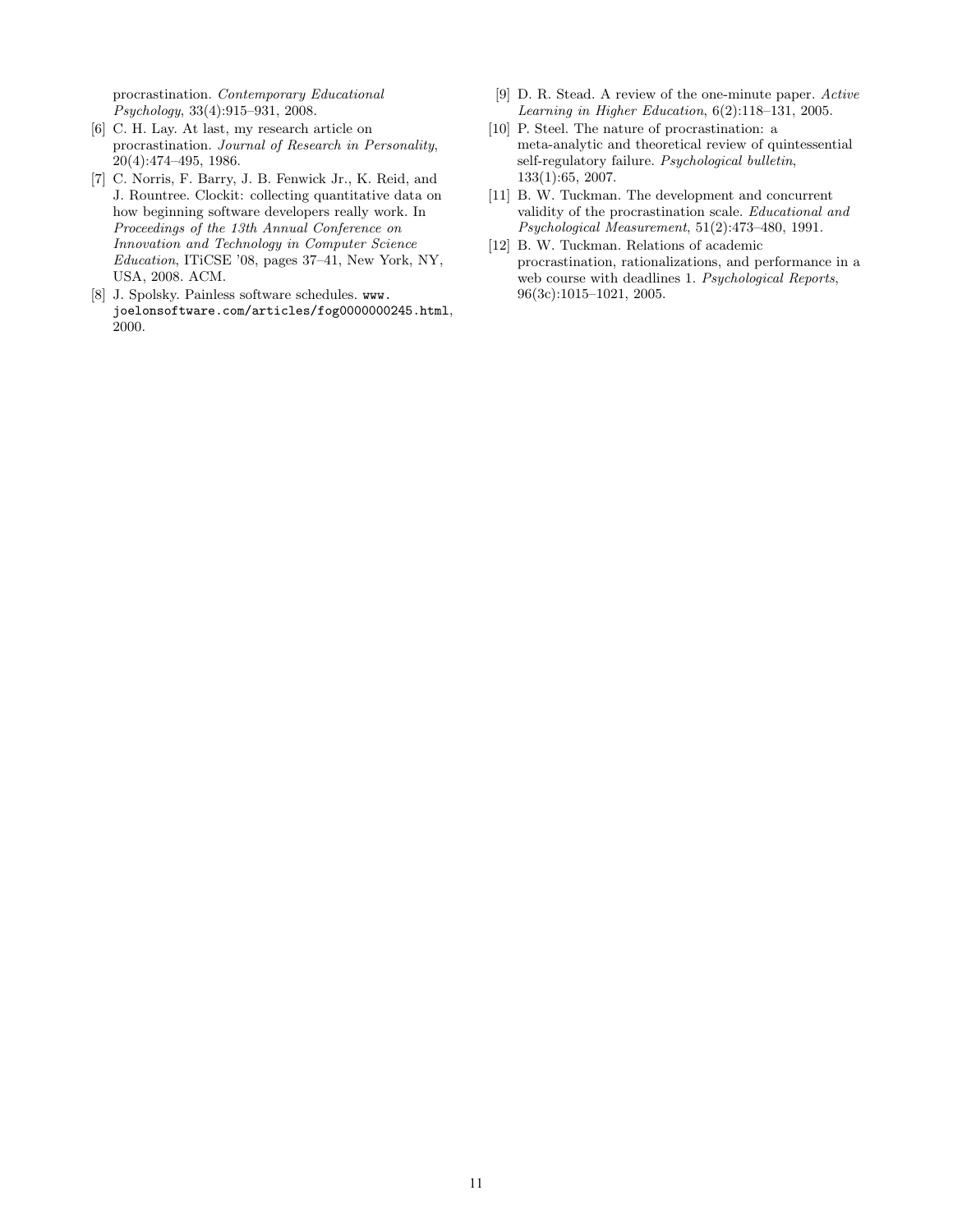procrastination. *Contemporary Educational Psychology*, 33(4):915–931, 2008.

[6] C. H. Lay. At last, my research article on procrastination. *Journal of Research in Personality*, 20(4):474–495, 1986.

[7] C. Norris, F. Barry, J. B. Fenwick Jr., K. Reid, and J. Rountree. Clockit: collecting quantitative data on how beginning software developers really work. In *Proceedings of the 13th Annual Conference on Innovation and Technology in Computer Science Education*, ITiCSE '08, pages 37–41, New York, NY, USA, 2008. ACM.

[8] J. Spolsky. Painless software schedules. `www.joelonsoftware.com/articles/fog0000000245.html`, 2000.

[9] D. R. Stead. A review of the one-minute paper. *Active Learning in Higher Education*, 6(2):118–131, 2005.

[10] P. Steel. The nature of procrastination: a meta-analytic and theoretical review of quintessential self-regulatory failure. *Psychological bulletin*, 133(1):65, 2007.

[11] B. W. Tuckman. The development and concurrent validity of the procrastination scale. *Educational and Psychological Measurement*, 51(2):473–480, 1991.

[12] B. W. Tuckman. Relations of academic procrastination, rationalizations, and performance in a web course with deadlines 1. *Psychological Reports*, 96(3c):1015–1021, 2005.